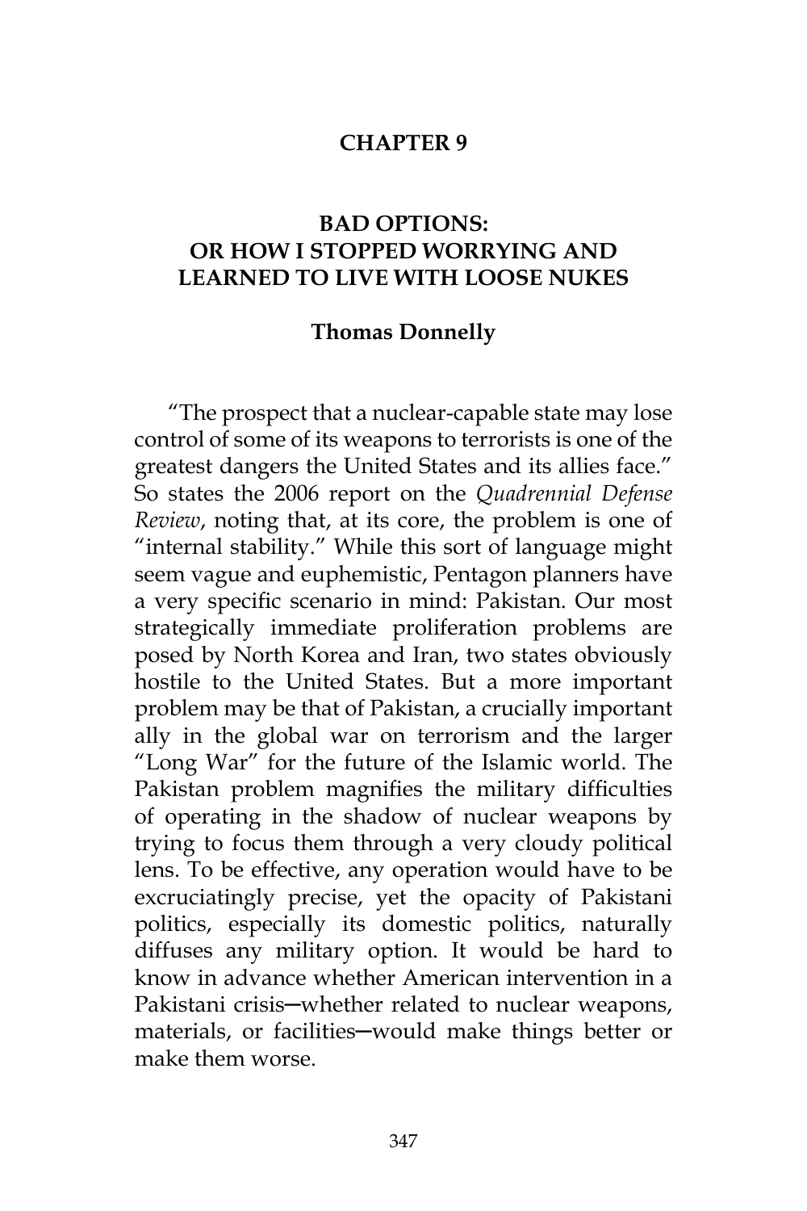# CHAPTER 9

## BAD OPTIONS: OR HOW I STOPPED WORRYING AND LEARNED TO LIVE WITH LOOSE NUKES

**Thomas Donnelly**

"The prospect that a nuclear-capable state may lose control of some of its weapons to terrorists is one of the greatest dangers the United States and its allies face." So states the 2006 report on the *Quadrennial Defense Review*, noting that, at its core, the problem is one of "internal stability." While this sort of language might seem vague and euphemistic, Pentagon planners have a very specific scenario in mind: Pakistan. Our most strategically immediate proliferation problems are posed by North Korea and Iran, two states obviously hostile to the United States. But a more important problem may be that of Pakistan, a crucially important ally in the global war on terrorism and the larger "Long War" for the future of the Islamic world. The Pakistan problem magnifies the military difficulties of operating in the shadow of nuclear weapons by trying to focus them through a very cloudy political lens. To be effective, any operation would have to be excruciatingly precise, yet the opacity of Pakistani politics, especially its domestic politics, naturally diffuses any military option. It would be hard to know in advance whether American intervention in a Pakistani crisis─whether related to nuclear weapons, materials, or facilities─would make things better or make them worse.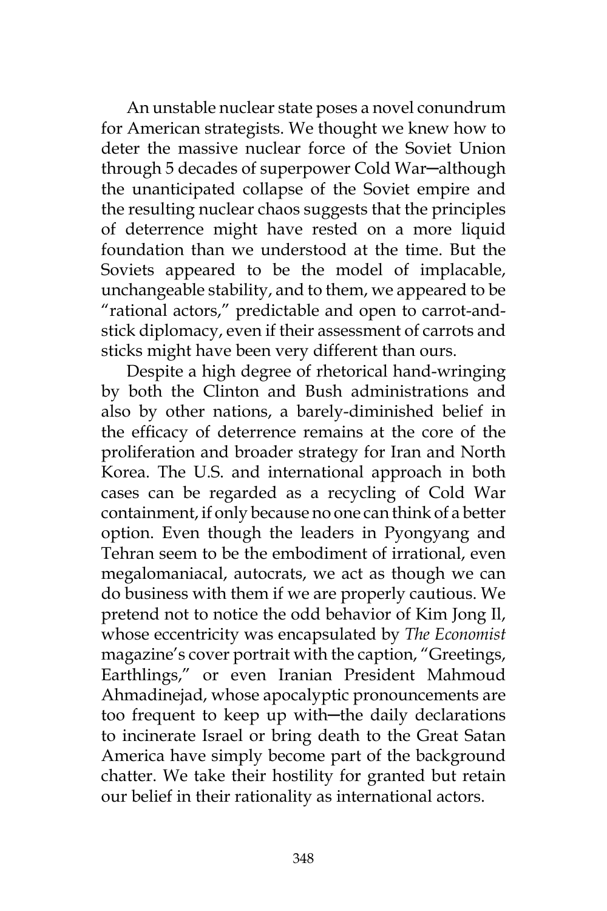An unstable nuclear state poses a novel conundrum for American strategists. We thought we knew how to deter the massive nuclear force of the Soviet Union through 5 decades of superpower Cold War—although the unanticipated collapse of the Soviet empire and the resulting nuclear chaos suggests that the principles of deterrence might have rested on a more liquid foundation than we understood at the time. But the Soviets appeared to be the model of implacable, unchangeable stability, and to them, we appeared to be "rational actors," predictable and open to carrot-and-stick diplomacy, even if their assessment of carrots and sticks might have been very different than ours.

Despite a high degree of rhetorical hand-wringing by both the Clinton and Bush administrations and also by other nations, a barely-diminished belief in the efficacy of deterrence remains at the core of the proliferation and broader strategy for Iran and North Korea. The U.S. and international approach in both cases can be regarded as a recycling of Cold War containment, if only because no one can think of a better option. Even though the leaders in Pyongyang and Tehran seem to be the embodiment of irrational, even megalomaniacal, autocrats, we act as though we can do business with them if we are properly cautious. We pretend not to notice the odd behavior of Kim Jong Il, whose eccentricity was encapsulated by *The Economist* magazine's cover portrait with the caption, "Greetings, Earthlings," or even Iranian President Mahmoud Ahmadinejad, whose apocalyptic pronouncements are too frequent to keep up with—the daily declarations to incinerate Israel or bring death to the Great Satan America have simply become part of the background chatter. We take their hostility for granted but retain our belief in their rationality as international actors.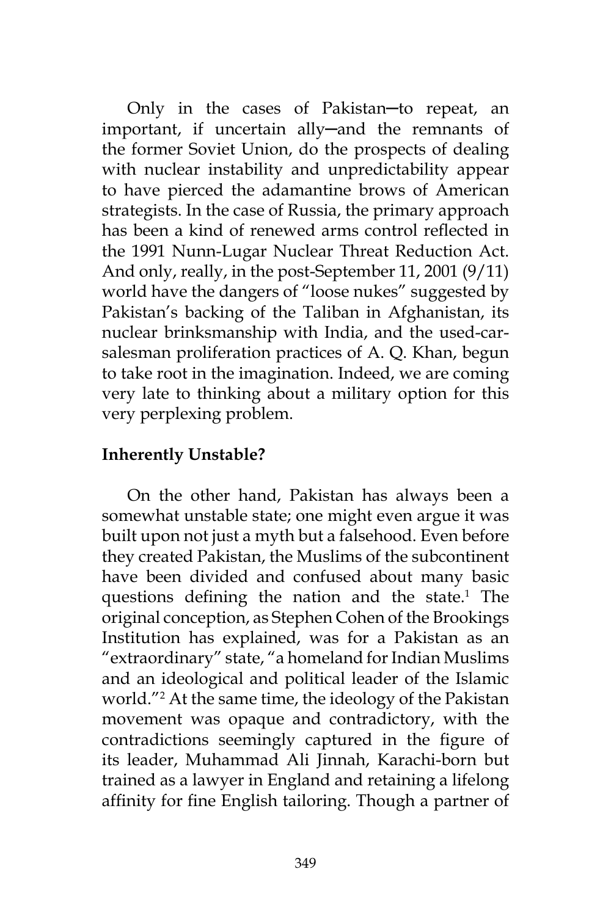Only in the cases of Pakistan—to repeat, an important, if uncertain ally—and the remnants of the former Soviet Union, do the prospects of dealing with nuclear instability and unpredictability appear to have pierced the adamantine brows of American strategists. In the case of Russia, the primary approach has been a kind of renewed arms control reflected in the 1991 Nunn-Lugar Nuclear Threat Reduction Act. And only, really, in the post-September 11, 2001 (9/11) world have the dangers of "loose nukes" suggested by Pakistan's backing of the Taliban in Afghanistan, its nuclear brinksmanship with India, and the used-car-salesman proliferation practices of A. Q. Khan, begun to take root in the imagination. Indeed, we are coming very late to thinking about a military option for this very perplexing problem.

**Inherently Unstable?**

On the other hand, Pakistan has always been a somewhat unstable state; one might even argue it was built upon not just a myth but a falsehood. Even before they created Pakistan, the Muslims of the subcontinent have been divided and confused about many basic questions defining the nation and the state.[1] The original conception, as Stephen Cohen of the Brookings Institution has explained, was for a Pakistan as an "extraordinary" state, "a homeland for Indian Muslims and an ideological and political leader of the Islamic world."[2] At the same time, the ideology of the Pakistan movement was opaque and contradictory, with the contradictions seemingly captured in the figure of its leader, Muhammad Ali Jinnah, Karachi-born but trained as a lawyer in England and retaining a lifelong affinity for fine English tailoring. Though a partner of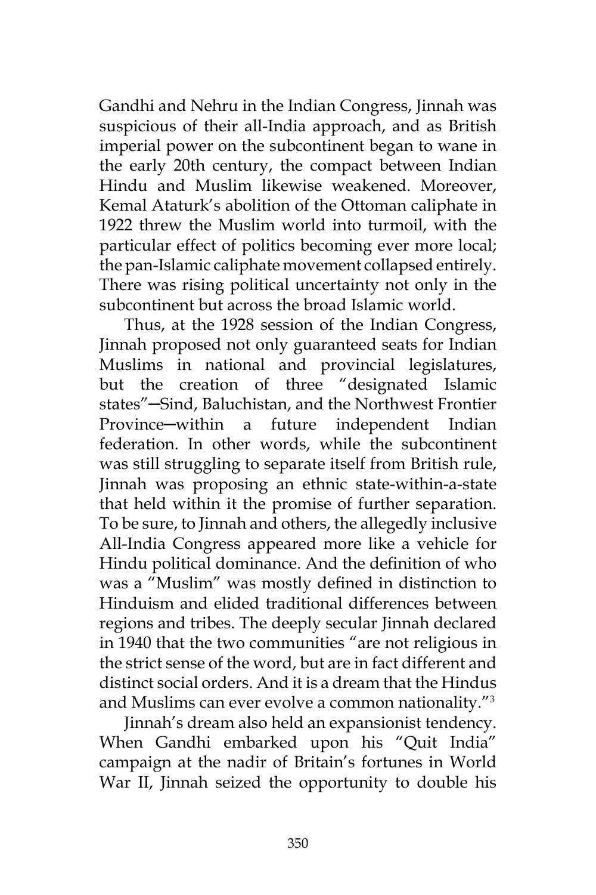Gandhi and Nehru in the Indian Congress, Jinnah was suspicious of their all-India approach, and as British imperial power on the subcontinent began to wane in the early 20th century, the compact between Indian Hindu and Muslim likewise weakened. Moreover, Kemal Ataturk's abolition of the Ottoman caliphate in 1922 threw the Muslim world into turmoil, with the particular effect of politics becoming ever more local; the pan-Islamic caliphate movement collapsed entirely. There was rising political uncertainty not only in the subcontinent but across the broad Islamic world.

Thus, at the 1928 session of the Indian Congress, Jinnah proposed not only guaranteed seats for Indian Muslims in national and provincial legislatures, but the creation of three "designated Islamic states"─Sind, Baluchistan, and the Northwest Frontier Province─within a future independent Indian federation. In other words, while the subcontinent was still struggling to separate itself from British rule, Jinnah was proposing an ethnic state-within-a-state that held within it the promise of further separation. To be sure, to Jinnah and others, the allegedly inclusive All-India Congress appeared more like a vehicle for Hindu political dominance. And the definition of who was a "Muslim" was mostly defined in distinction to Hinduism and elided traditional differences between regions and tribes. The deeply secular Jinnah declared in 1940 that the two communities "are not religious in the strict sense of the word, but are in fact different and distinct social orders. And it is a dream that the Hindus and Muslims can ever evolve a common nationality."[3]

Jinnah's dream also held an expansionist tendency. When Gandhi embarked upon his "Quit India" campaign at the nadir of Britain's fortunes in World War II, Jinnah seized the opportunity to double his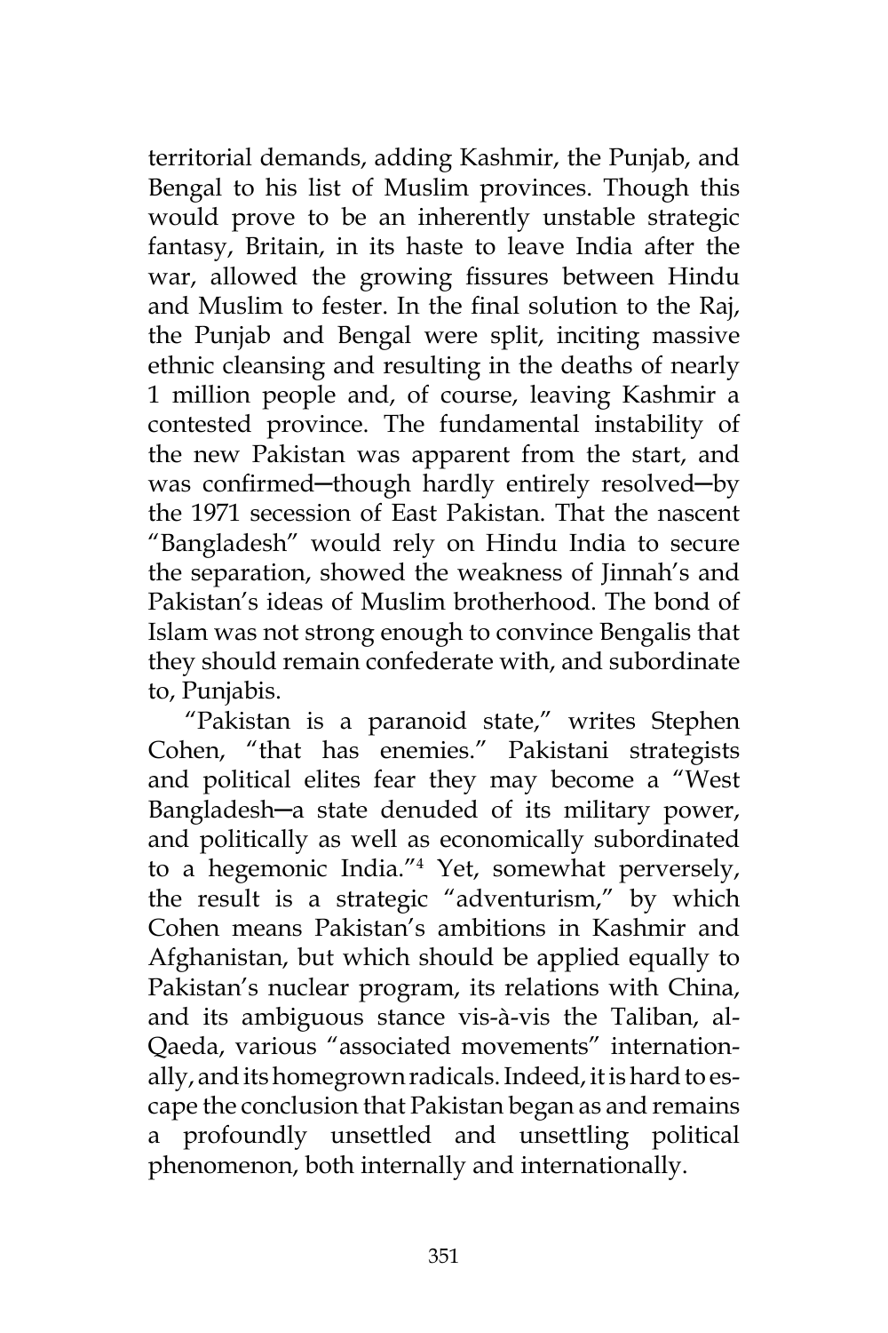territorial demands, adding Kashmir, the Punjab, and Bengal to his list of Muslim provinces. Though this would prove to be an inherently unstable strategic fantasy, Britain, in its haste to leave India after the war, allowed the growing fissures between Hindu and Muslim to fester. In the final solution to the Raj, the Punjab and Bengal were split, inciting massive ethnic cleansing and resulting in the deaths of nearly 1 million people and, of course, leaving Kashmir a contested province. The fundamental instability of the new Pakistan was apparent from the start, and was confirmed─though hardly entirely resolved─by the 1971 secession of East Pakistan. That the nascent "Bangladesh" would rely on Hindu India to secure the separation, showed the weakness of Jinnah's and Pakistan's ideas of Muslim brotherhood. The bond of Islam was not strong enough to convince Bengalis that they should remain confederate with, and subordinate to, Punjabis.

"Pakistan is a paranoid state," writes Stephen Cohen, "that has enemies." Pakistani strategists and political elites fear they may become a "West Bangladesh─a state denuded of its military power, and politically as well as economically subordinated to a hegemonic India."[4] Yet, somewhat perversely, the result is a strategic "adventurism," by which Cohen means Pakistan's ambitions in Kashmir and Afghanistan, but which should be applied equally to Pakistan's nuclear program, its relations with China, and its ambiguous stance vis-à-vis the Taliban, al-Qaeda, various "associated movements" internationally, and its homegrown radicals. Indeed, it is hard to escape the conclusion that Pakistan began as and remains a profoundly unsettled and unsettling political phenomenon, both internally and internationally.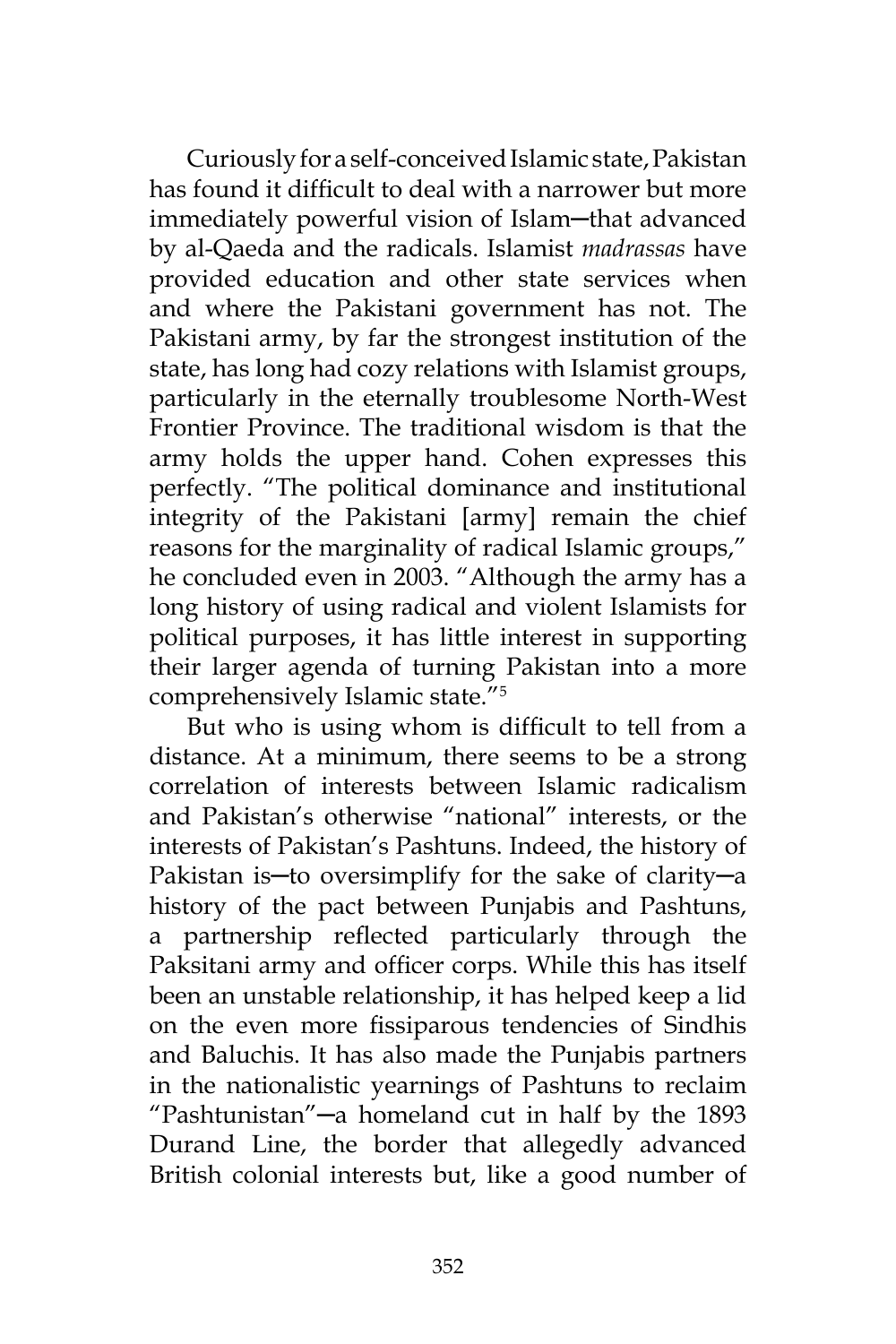Curiously for a self-conceived Islamic state, Pakistan has found it difficult to deal with a narrower but more immediately powerful vision of Islam─that advanced by al-Qaeda and the radicals. Islamist *madrassas* have provided education and other state services when and where the Pakistani government has not. The Pakistani army, by far the strongest institution of the state, has long had cozy relations with Islamist groups, particularly in the eternally troublesome North-West Frontier Province. The traditional wisdom is that the army holds the upper hand. Cohen expresses this perfectly. "The political dominance and institutional integrity of the Pakistani [army] remain the chief reasons for the marginality of radical Islamic groups," he concluded even in 2003. "Although the army has a long history of using radical and violent Islamists for political purposes, it has little interest in supporting their larger agenda of turning Pakistan into a more comprehensively Islamic state."[5]

But who is using whom is difficult to tell from a distance. At a minimum, there seems to be a strong correlation of interests between Islamic radicalism and Pakistan's otherwise "national" interests, or the interests of Pakistan's Pashtuns. Indeed, the history of Pakistan is─to oversimplify for the sake of clarity─a history of the pact between Punjabis and Pashtuns, a partnership reflected particularly through the Paksitani army and officer corps. While this has itself been an unstable relationship, it has helped keep a lid on the even more fissiparous tendencies of Sindhis and Baluchis. It has also made the Punjabis partners in the nationalistic yearnings of Pashtuns to reclaim "Pashtunistan"─a homeland cut in half by the 1893 Durand Line, the border that allegedly advanced British colonial interests but, like a good number of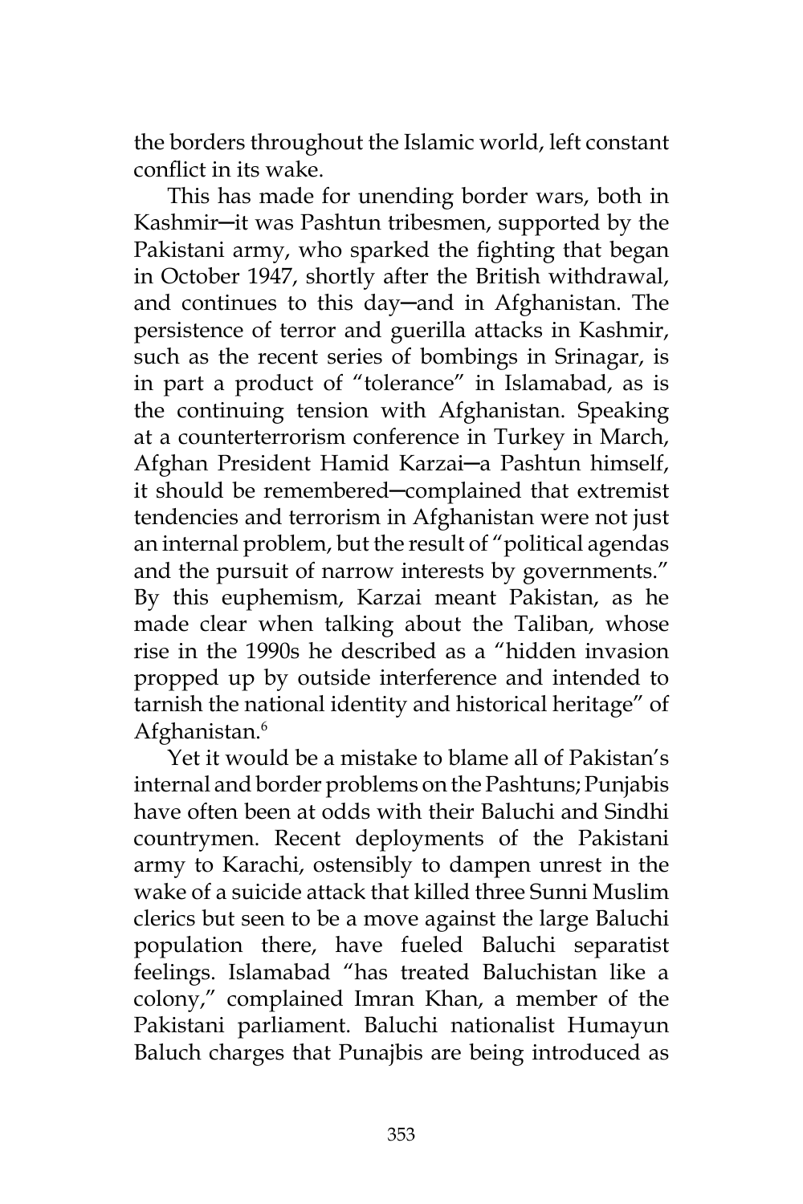the borders throughout the Islamic world, left constant conflict in its wake.

This has made for unending border wars, both in Kashmir—it was Pashtun tribesmen, supported by the Pakistani army, who sparked the fighting that began in October 1947, shortly after the British withdrawal, and continues to this day—and in Afghanistan. The persistence of terror and guerilla attacks in Kashmir, such as the recent series of bombings in Srinagar, is in part a product of "tolerance" in Islamabad, as is the continuing tension with Afghanistan. Speaking at a counterterrorism conference in Turkey in March, Afghan President Hamid Karzai—a Pashtun himself, it should be remembered—complained that extremist tendencies and terrorism in Afghanistan were not just an internal problem, but the result of "political agendas and the pursuit of narrow interests by governments." By this euphemism, Karzai meant Pakistan, as he made clear when talking about the Taliban, whose rise in the 1990s he described as a "hidden invasion propped up by outside interference and intended to tarnish the national identity and historical heritage" of Afghanistan.[6]

Yet it would be a mistake to blame all of Pakistan's internal and border problems on the Pashtuns; Punjabis have often been at odds with their Baluchi and Sindhi countrymen. Recent deployments of the Pakistani army to Karachi, ostensibly to dampen unrest in the wake of a suicide attack that killed three Sunni Muslim clerics but seen to be a move against the large Baluchi population there, have fueled Baluchi separatist feelings. Islamabad "has treated Baluchistan like a colony," complained Imran Khan, a member of the Pakistani parliament. Baluchi nationalist Humayun Baluch charges that Punajbis are being introduced as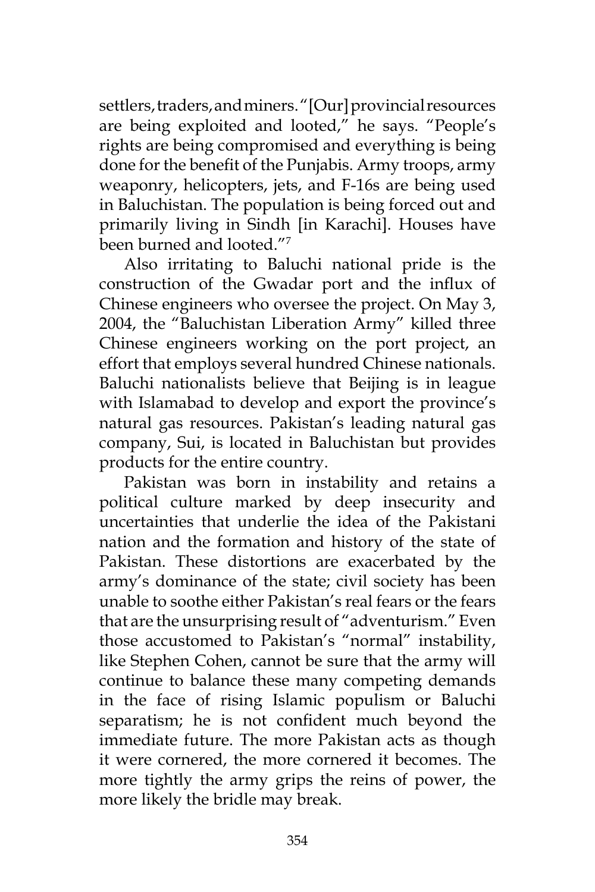settlers, traders, and miners. "[Our] provincial resources are being exploited and looted," he says. "People's rights are being compromised and everything is being done for the benefit of the Punjabis. Army troops, army weaponry, helicopters, jets, and F-16s are being used in Baluchistan. The population is being forced out and primarily living in Sindh [in Karachi]. Houses have been burned and looted."[7]

Also irritating to Baluchi national pride is the construction of the Gwadar port and the influx of Chinese engineers who oversee the project. On May 3, 2004, the "Baluchistan Liberation Army" killed three Chinese engineers working on the port project, an effort that employs several hundred Chinese nationals. Baluchi nationalists believe that Beijing is in league with Islamabad to develop and export the province's natural gas resources. Pakistan's leading natural gas company, Sui, is located in Baluchistan but provides products for the entire country.

Pakistan was born in instability and retains a political culture marked by deep insecurity and uncertainties that underlie the idea of the Pakistani nation and the formation and history of the state of Pakistan. These distortions are exacerbated by the army's dominance of the state; civil society has been unable to soothe either Pakistan's real fears or the fears that are the unsurprising result of "adventurism." Even those accustomed to Pakistan's "normal" instability, like Stephen Cohen, cannot be sure that the army will continue to balance these many competing demands in the face of rising Islamic populism or Baluchi separatism; he is not confident much beyond the immediate future. The more Pakistan acts as though it were cornered, the more cornered it becomes. The more tightly the army grips the reins of power, the more likely the bridle may break.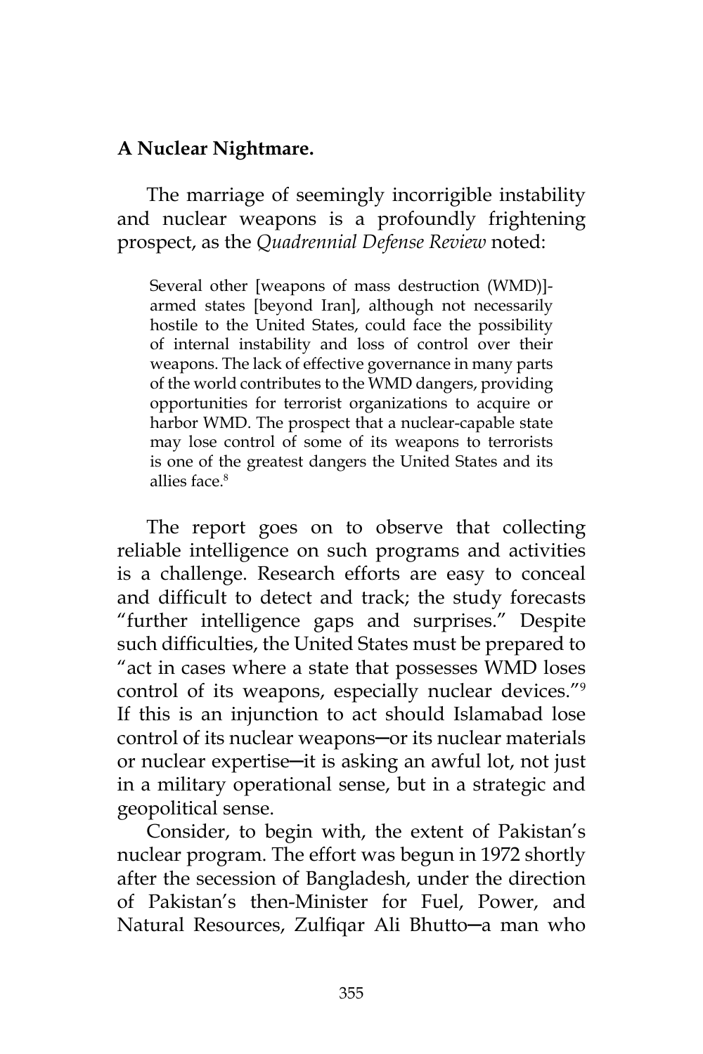**A Nuclear Nightmare.**

The marriage of seemingly incorrigible instability and nuclear weapons is a profoundly frightening prospect, as the *Quadrennial Defense Review* noted:

> Several other [weapons of mass destruction (WMD)]-armed states [beyond Iran], although not necessarily hostile to the United States, could face the possibility of internal instability and loss of control over their weapons. The lack of effective governance in many parts of the world contributes to the WMD dangers, providing opportunities for terrorist organizations to acquire or harbor WMD. The prospect that a nuclear-capable state may lose control of some of its weapons to terrorists is one of the greatest dangers the United States and its allies face.[8]

The report goes on to observe that collecting reliable intelligence on such programs and activities is a challenge. Research efforts are easy to conceal and difficult to detect and track; the study forecasts "further intelligence gaps and surprises." Despite such difficulties, the United States must be prepared to "act in cases where a state that possesses WMD loses control of its weapons, especially nuclear devices."[9] If this is an injunction to act should Islamabad lose control of its nuclear weapons─or its nuclear materials or nuclear expertise─it is asking an awful lot, not just in a military operational sense, but in a strategic and geopolitical sense.

Consider, to begin with, the extent of Pakistan's nuclear program. The effort was begun in 1972 shortly after the secession of Bangladesh, under the direction of Pakistan's then-Minister for Fuel, Power, and Natural Resources, Zulfiqar Ali Bhutto─a man who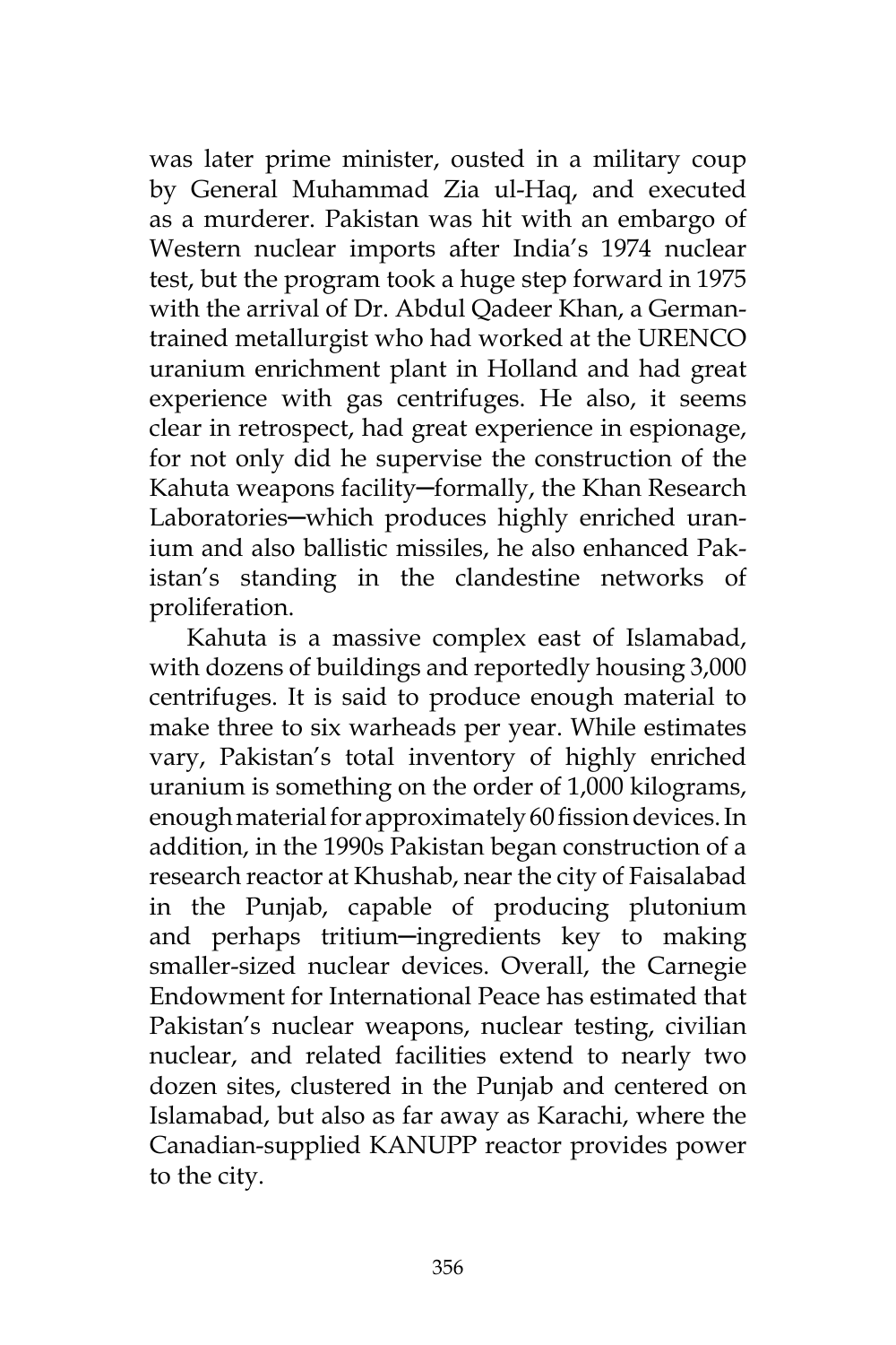was later prime minister, ousted in a military coup by General Muhammad Zia ul-Haq, and executed as a murderer. Pakistan was hit with an embargo of Western nuclear imports after India's 1974 nuclear test, but the program took a huge step forward in 1975 with the arrival of Dr. Abdul Qadeer Khan, a German-trained metallurgist who had worked at the URENCO uranium enrichment plant in Holland and had great experience with gas centrifuges. He also, it seems clear in retrospect, had great experience in espionage, for not only did he supervise the construction of the Kahuta weapons facility—formally, the Khan Research Laboratories—which produces highly enriched uranium and also ballistic missiles, he also enhanced Pakistan's standing in the clandestine networks of proliferation.

Kahuta is a massive complex east of Islamabad, with dozens of buildings and reportedly housing 3,000 centrifuges. It is said to produce enough material to make three to six warheads per year. While estimates vary, Pakistan's total inventory of highly enriched uranium is something on the order of 1,000 kilograms, enough material for approximately 60 fission devices. In addition, in the 1990s Pakistan began construction of a research reactor at Khushab, near the city of Faisalabad in the Punjab, capable of producing plutonium and perhaps tritium—ingredients key to making smaller-sized nuclear devices. Overall, the Carnegie Endowment for International Peace has estimated that Pakistan's nuclear weapons, nuclear testing, civilian nuclear, and related facilities extend to nearly two dozen sites, clustered in the Punjab and centered on Islamabad, but also as far away as Karachi, where the Canadian-supplied KANUPP reactor provides power to the city.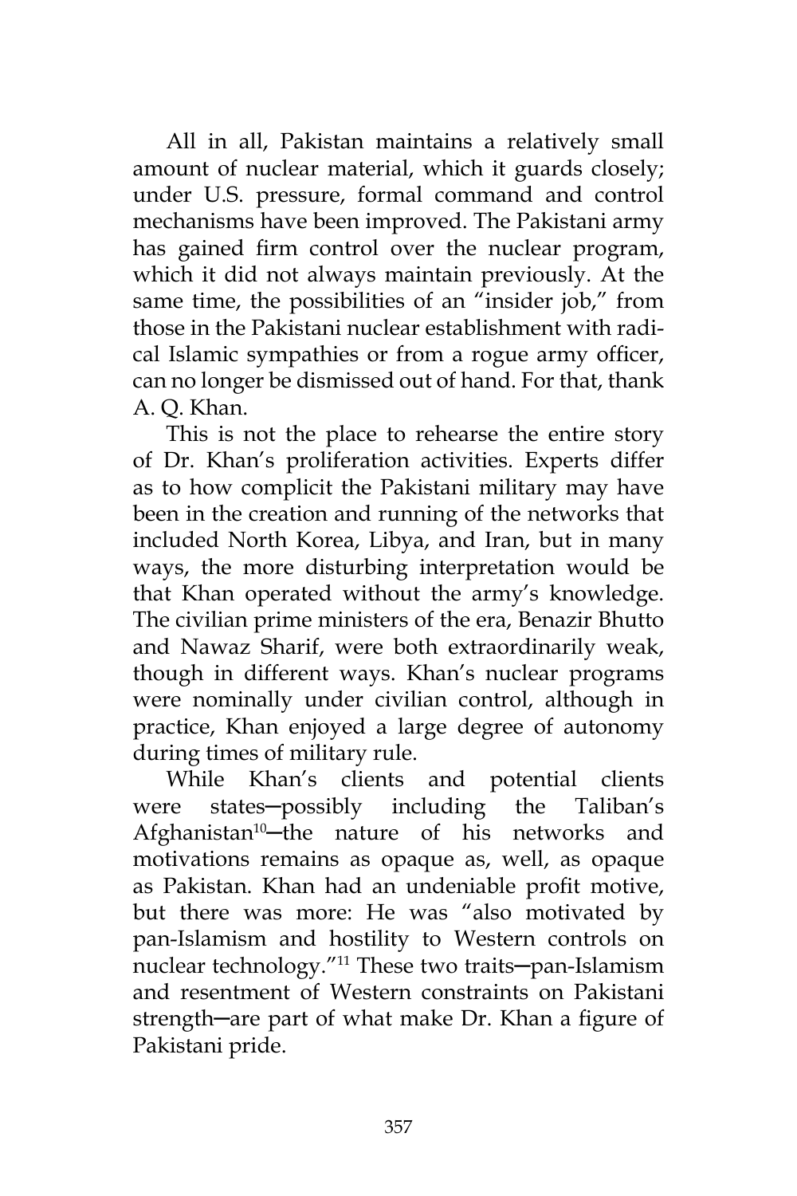All in all, Pakistan maintains a relatively small amount of nuclear material, which it guards closely; under U.S. pressure, formal command and control mechanisms have been improved. The Pakistani army has gained firm control over the nuclear program, which it did not always maintain previously. At the same time, the possibilities of an "insider job," from those in the Pakistani nuclear establishment with radical Islamic sympathies or from a rogue army officer, can no longer be dismissed out of hand. For that, thank A. Q. Khan.

This is not the place to rehearse the entire story of Dr. Khan's proliferation activities. Experts differ as to how complicit the Pakistani military may have been in the creation and running of the networks that included North Korea, Libya, and Iran, but in many ways, the more disturbing interpretation would be that Khan operated without the army's knowledge. The civilian prime ministers of the era, Benazir Bhutto and Nawaz Sharif, were both extraordinarily weak, though in different ways. Khan's nuclear programs were nominally under civilian control, although in practice, Khan enjoyed a large degree of autonomy during times of military rule.

While Khan's clients and potential clients were states—possibly including the Taliban's Afghanistan[10]—the nature of his networks and motivations remains as opaque as, well, as opaque as Pakistan. Khan had an undeniable profit motive, but there was more: He was "also motivated by pan-Islamism and hostility to Western controls on nuclear technology."[11] These two traits—pan-Islamism and resentment of Western constraints on Pakistani strength—are part of what make Dr. Khan a figure of Pakistani pride.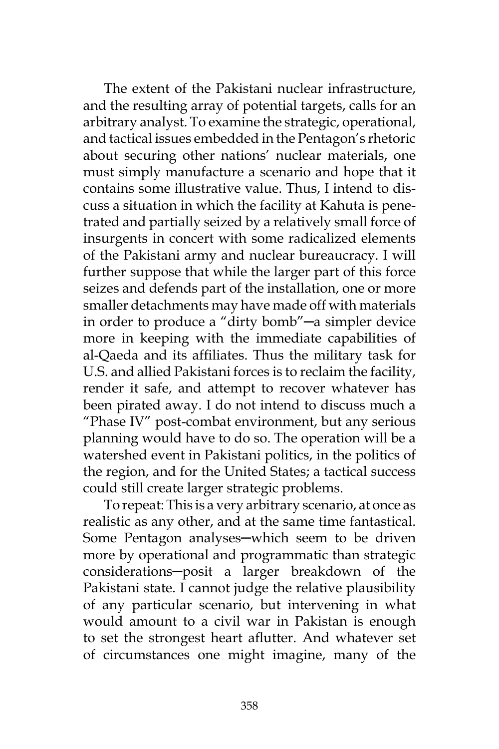The extent of the Pakistani nuclear infrastructure, and the resulting array of potential targets, calls for an arbitrary analyst. To examine the strategic, operational, and tactical issues embedded in the Pentagon's rhetoric about securing other nations' nuclear materials, one must simply manufacture a scenario and hope that it contains some illustrative value. Thus, I intend to discuss a situation in which the facility at Kahuta is penetrated and partially seized by a relatively small force of insurgents in concert with some radicalized elements of the Pakistani army and nuclear bureaucracy. I will further suppose that while the larger part of this force seizes and defends part of the installation, one or more smaller detachments may have made off with materials in order to produce a "dirty bomb"—a simpler device more in keeping with the immediate capabilities of al-Qaeda and its affiliates. Thus the military task for U.S. and allied Pakistani forces is to reclaim the facility, render it safe, and attempt to recover whatever has been pirated away. I do not intend to discuss much a "Phase IV" post-combat environment, but any serious planning would have to do so. The operation will be a watershed event in Pakistani politics, in the politics of the region, and for the United States; a tactical success could still create larger strategic problems.

To repeat: This is a very arbitrary scenario, at once as realistic as any other, and at the same time fantastical. Some Pentagon analyses—which seem to be driven more by operational and programmatic than strategic considerations—posit a larger breakdown of the Pakistani state. I cannot judge the relative plausibility of any particular scenario, but intervening in what would amount to a civil war in Pakistan is enough to set the strongest heart aflutter. And whatever set of circumstances one might imagine, many of the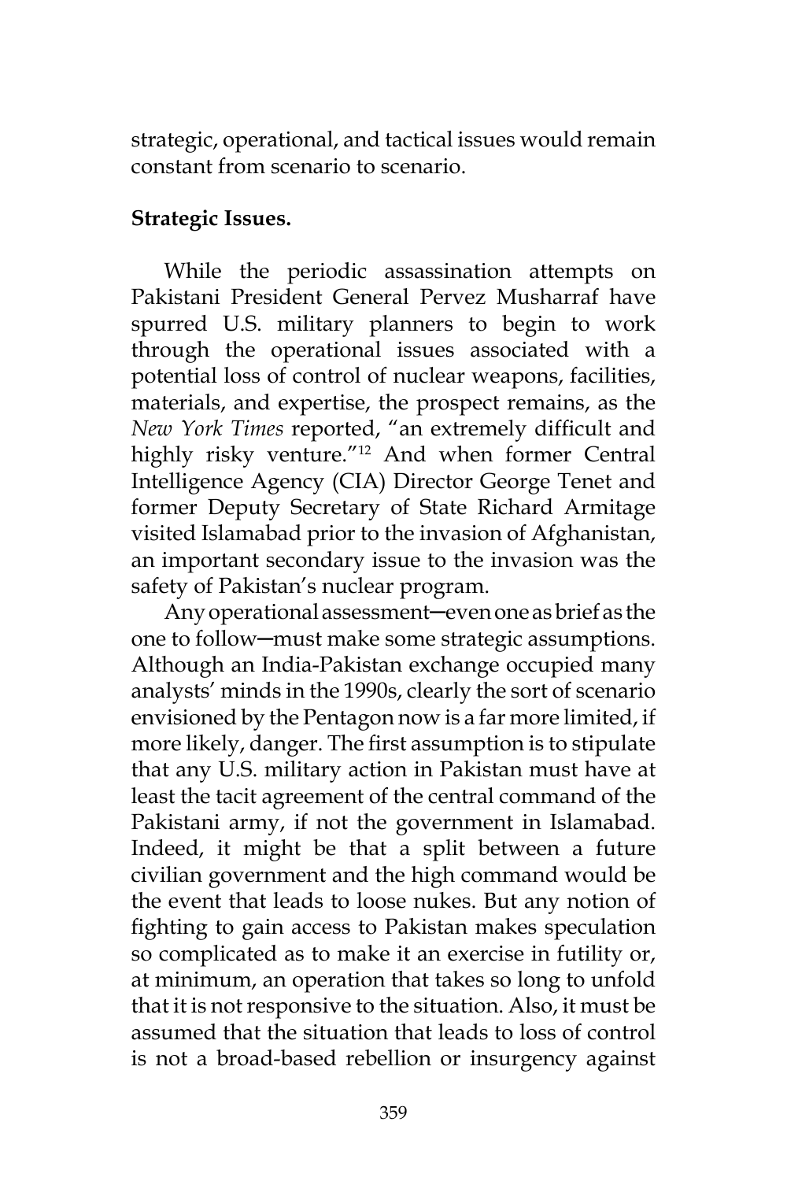strategic, operational, and tactical issues would remain constant from scenario to scenario.

**Strategic Issues.**

While the periodic assassination attempts on Pakistani President General Pervez Musharraf have spurred U.S. military planners to begin to work through the operational issues associated with a potential loss of control of nuclear weapons, facilities, materials, and expertise, the prospect remains, as the *New York Times* reported, "an extremely difficult and highly risky venture."[12] And when former Central Intelligence Agency (CIA) Director George Tenet and former Deputy Secretary of State Richard Armitage visited Islamabad prior to the invasion of Afghanistan, an important secondary issue to the invasion was the safety of Pakistan's nuclear program.

Any operational assessment─even one as brief as the one to follow─must make some strategic assumptions. Although an India-Pakistan exchange occupied many analysts' minds in the 1990s, clearly the sort of scenario envisioned by the Pentagon now is a far more limited, if more likely, danger. The first assumption is to stipulate that any U.S. military action in Pakistan must have at least the tacit agreement of the central command of the Pakistani army, if not the government in Islamabad. Indeed, it might be that a split between a future civilian government and the high command would be the event that leads to loose nukes. But any notion of fighting to gain access to Pakistan makes speculation so complicated as to make it an exercise in futility or, at minimum, an operation that takes so long to unfold that it is not responsive to the situation. Also, it must be assumed that the situation that leads to loss of control is not a broad-based rebellion or insurgency against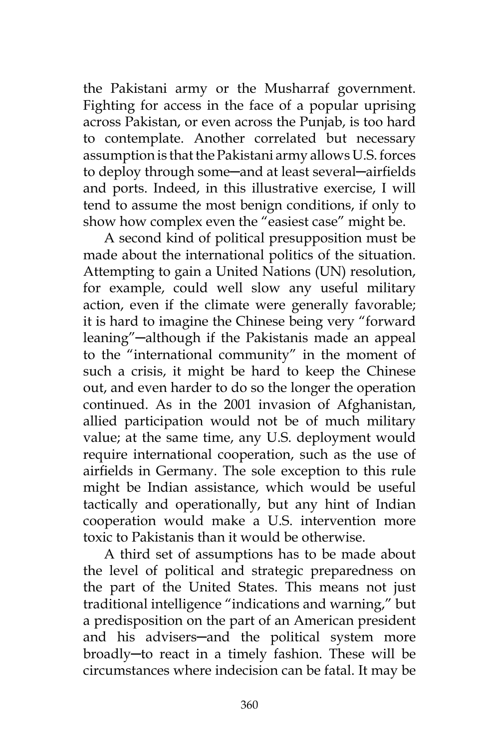the Pakistani army or the Musharraf government. Fighting for access in the face of a popular uprising across Pakistan, or even across the Punjab, is too hard to contemplate. Another correlated but necessary assumption is that the Pakistani army allows U.S. forces to deploy through some—and at least several—airfields and ports. Indeed, in this illustrative exercise, I will tend to assume the most benign conditions, if only to show how complex even the "easiest case" might be.

A second kind of political presupposition must be made about the international politics of the situation. Attempting to gain a United Nations (UN) resolution, for example, could well slow any useful military action, even if the climate were generally favorable; it is hard to imagine the Chinese being very "forward leaning"—although if the Pakistanis made an appeal to the "international community" in the moment of such a crisis, it might be hard to keep the Chinese out, and even harder to do so the longer the operation continued. As in the 2001 invasion of Afghanistan, allied participation would not be of much military value; at the same time, any U.S. deployment would require international cooperation, such as the use of airfields in Germany. The sole exception to this rule might be Indian assistance, which would be useful tactically and operationally, but any hint of Indian cooperation would make a U.S. intervention more toxic to Pakistanis than it would be otherwise.

A third set of assumptions has to be made about the level of political and strategic preparedness on the part of the United States. This means not just traditional intelligence "indications and warning," but a predisposition on the part of an American president and his advisers—and the political system more broadly—to react in a timely fashion. These will be circumstances where indecision can be fatal. It may be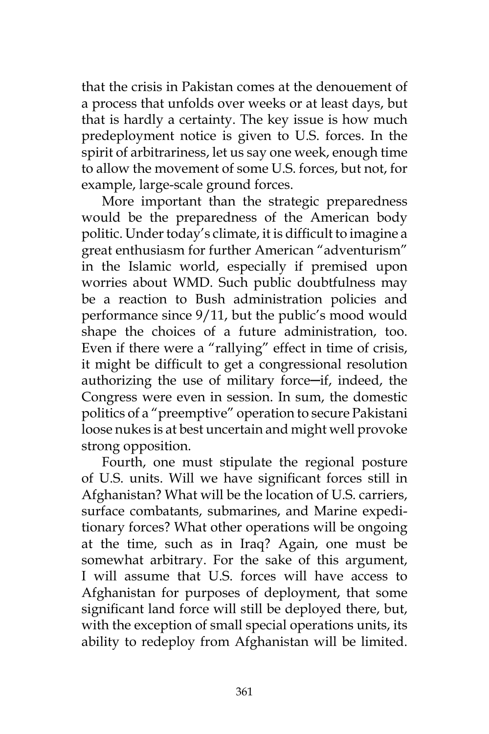that the crisis in Pakistan comes at the denouement of a process that unfolds over weeks or at least days, but that is hardly a certainty. The key issue is how much predeployment notice is given to U.S. forces. In the spirit of arbitrariness, let us say one week, enough time to allow the movement of some U.S. forces, but not, for example, large-scale ground forces.

More important than the strategic preparedness would be the preparedness of the American body politic. Under today's climate, it is difficult to imagine a great enthusiasm for further American "adventurism" in the Islamic world, especially if premised upon worries about WMD. Such public doubtfulness may be a reaction to Bush administration policies and performance since 9/11, but the public's mood would shape the choices of a future administration, too. Even if there were a "rallying" effect in time of crisis, it might be difficult to get a congressional resolution authorizing the use of military force─if, indeed, the Congress were even in session. In sum, the domestic politics of a "preemptive" operation to secure Pakistani loose nukes is at best uncertain and might well provoke strong opposition.

Fourth, one must stipulate the regional posture of U.S. units. Will we have significant forces still in Afghanistan? What will be the location of U.S. carriers, surface combatants, submarines, and Marine expeditionary forces? What other operations will be ongoing at the time, such as in Iraq? Again, one must be somewhat arbitrary. For the sake of this argument, I will assume that U.S. forces will have access to Afghanistan for purposes of deployment, that some significant land force will still be deployed there, but, with the exception of small special operations units, its ability to redeploy from Afghanistan will be limited.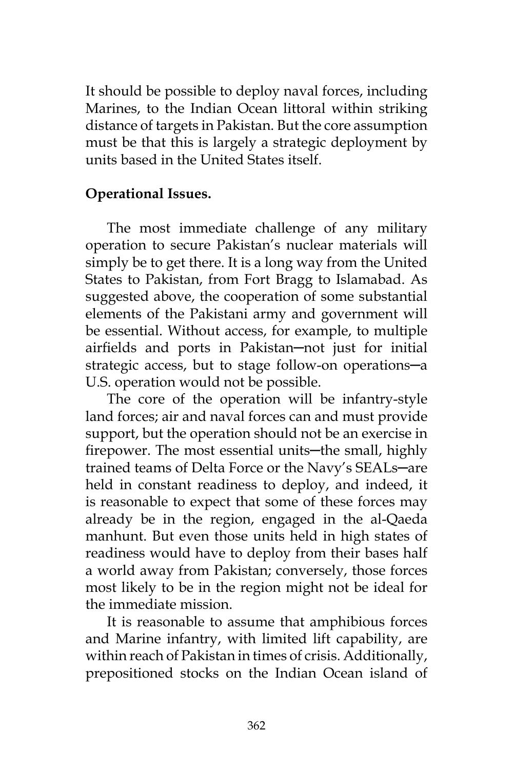It should be possible to deploy naval forces, including Marines, to the Indian Ocean littoral within striking distance of targets in Pakistan. But the core assumption must be that this is largely a strategic deployment by units based in the United States itself.

**Operational Issues.**

The most immediate challenge of any military operation to secure Pakistan's nuclear materials will simply be to get there. It is a long way from the United States to Pakistan, from Fort Bragg to Islamabad. As suggested above, the cooperation of some substantial elements of the Pakistani army and government will be essential. Without access, for example, to multiple airfields and ports in Pakistan—not just for initial strategic access, but to stage follow-on operations—a U.S. operation would not be possible.

The core of the operation will be infantry-style land forces; air and naval forces can and must provide support, but the operation should not be an exercise in firepower. The most essential units—the small, highly trained teams of Delta Force or the Navy's SEALs—are held in constant readiness to deploy, and indeed, it is reasonable to expect that some of these forces may already be in the region, engaged in the al-Qaeda manhunt. But even those units held in high states of readiness would have to deploy from their bases half a world away from Pakistan; conversely, those forces most likely to be in the region might not be ideal for the immediate mission.

It is reasonable to assume that amphibious forces and Marine infantry, with limited lift capability, are within reach of Pakistan in times of crisis. Additionally, prepositioned stocks on the Indian Ocean island of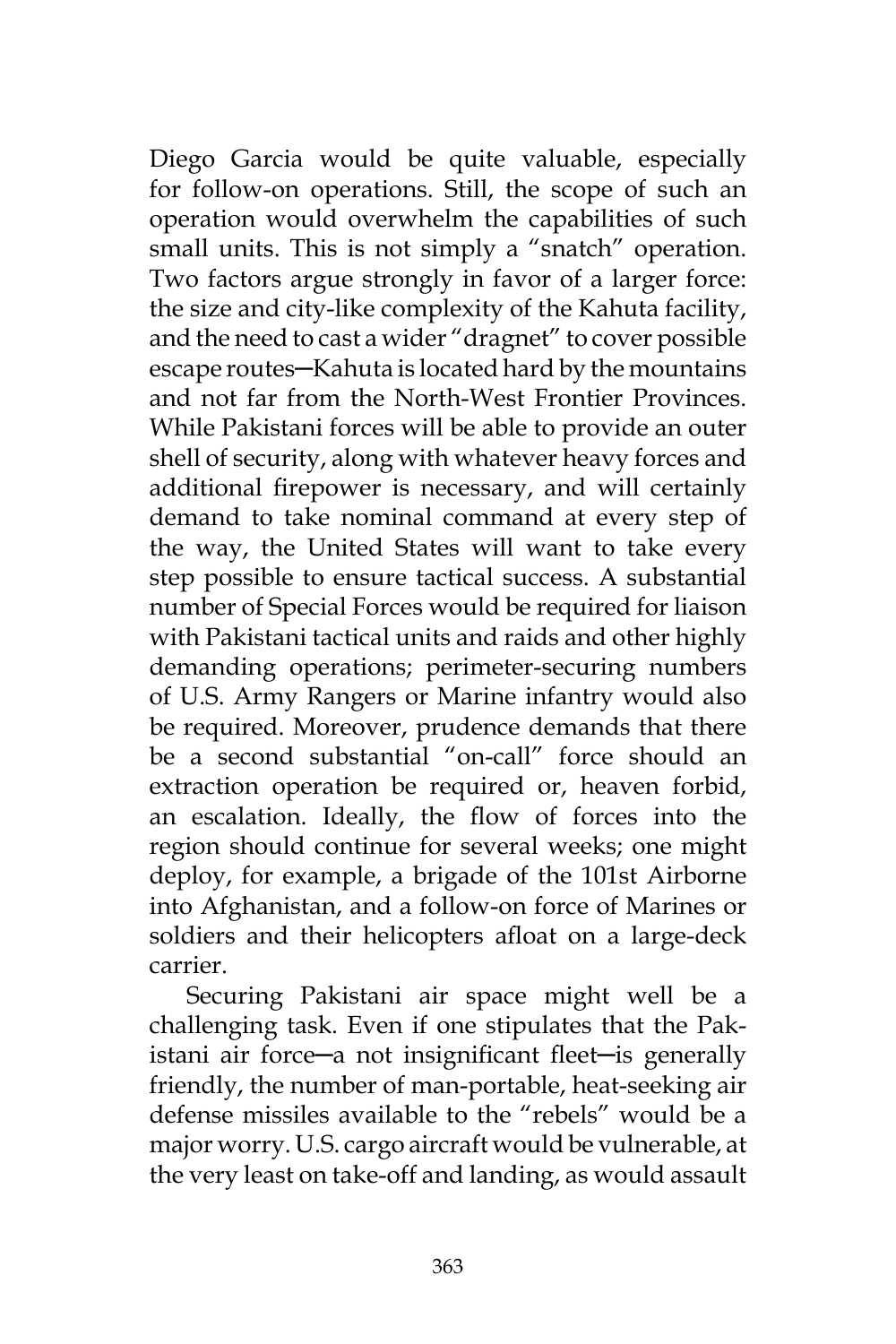Diego Garcia would be quite valuable, especially for follow-on operations. Still, the scope of such an operation would overwhelm the capabilities of such small units. This is not simply a "snatch" operation. Two factors argue strongly in favor of a larger force: the size and city-like complexity of the Kahuta facility, and the need to cast a wider "dragnet" to cover possible escape routes─Kahuta is located hard by the mountains and not far from the North-West Frontier Provinces. While Pakistani forces will be able to provide an outer shell of security, along with whatever heavy forces and additional firepower is necessary, and will certainly demand to take nominal command at every step of the way, the United States will want to take every step possible to ensure tactical success. A substantial number of Special Forces would be required for liaison with Pakistani tactical units and raids and other highly demanding operations; perimeter-securing numbers of U.S. Army Rangers or Marine infantry would also be required. Moreover, prudence demands that there be a second substantial "on-call" force should an extraction operation be required or, heaven forbid, an escalation. Ideally, the flow of forces into the region should continue for several weeks; one might deploy, for example, a brigade of the 101st Airborne into Afghanistan, and a follow-on force of Marines or soldiers and their helicopters afloat on a large-deck carrier.

Securing Pakistani air space might well be a challenging task. Even if one stipulates that the Pakistani air force─a not insignificant fleet─is generally friendly, the number of man-portable, heat-seeking air defense missiles available to the "rebels" would be a major worry. U.S. cargo aircraft would be vulnerable, at the very least on take-off and landing, as would assault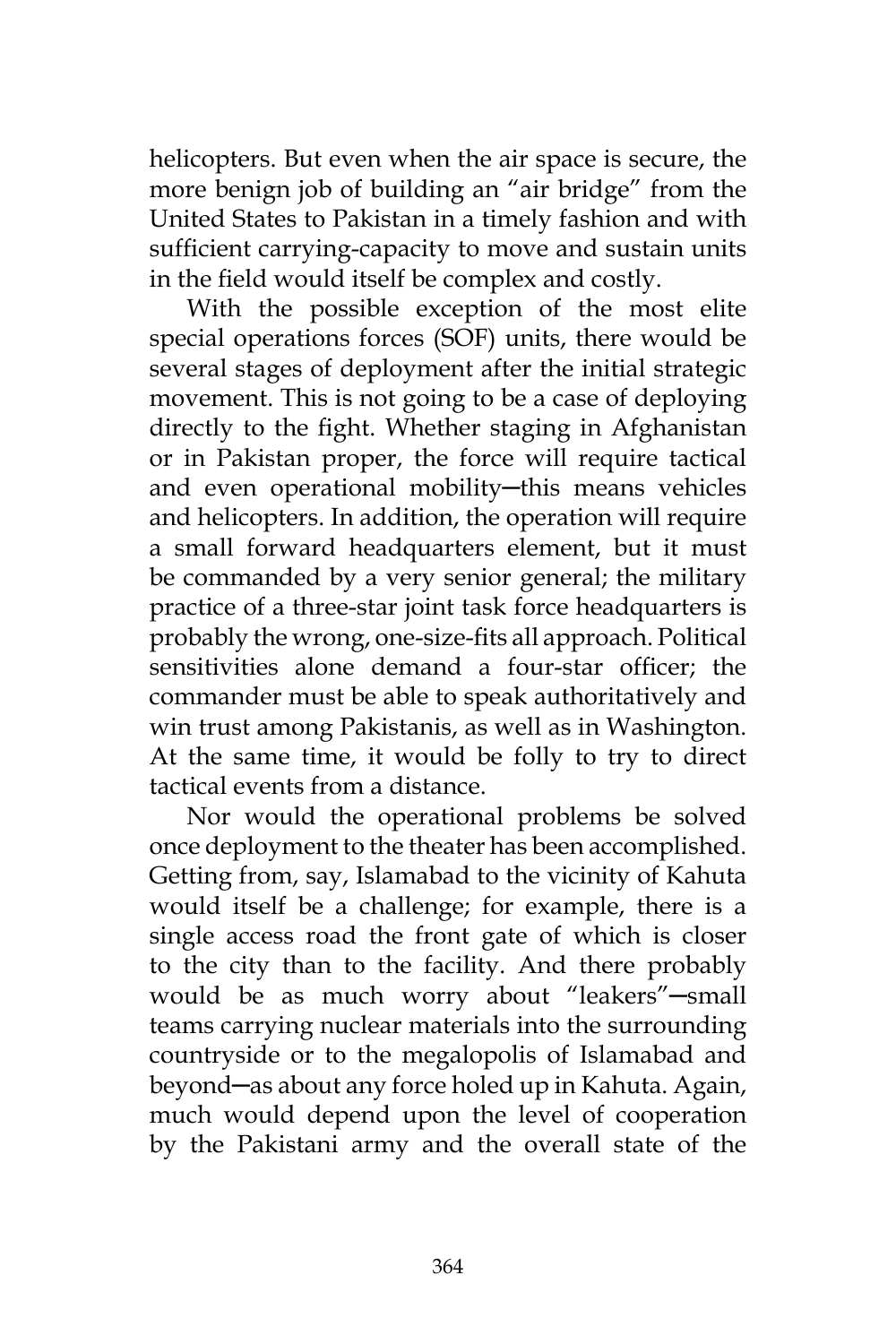helicopters. But even when the air space is secure, the more benign job of building an "air bridge" from the United States to Pakistan in a timely fashion and with sufficient carrying-capacity to move and sustain units in the field would itself be complex and costly.

With the possible exception of the most elite special operations forces (SOF) units, there would be several stages of deployment after the initial strategic movement. This is not going to be a case of deploying directly to the fight. Whether staging in Afghanistan or in Pakistan proper, the force will require tactical and even operational mobility—this means vehicles and helicopters. In addition, the operation will require a small forward headquarters element, but it must be commanded by a very senior general; the military practice of a three-star joint task force headquarters is probably the wrong, one-size-fits all approach. Political sensitivities alone demand a four-star officer; the commander must be able to speak authoritatively and win trust among Pakistanis, as well as in Washington. At the same time, it would be folly to try to direct tactical events from a distance.

Nor would the operational problems be solved once deployment to the theater has been accomplished. Getting from, say, Islamabad to the vicinity of Kahuta would itself be a challenge; for example, there is a single access road the front gate of which is closer to the city than to the facility. And there probably would be as much worry about "leakers"—small teams carrying nuclear materials into the surrounding countryside or to the megalopolis of Islamabad and beyond—as about any force holed up in Kahuta. Again, much would depend upon the level of cooperation by the Pakistani army and the overall state of the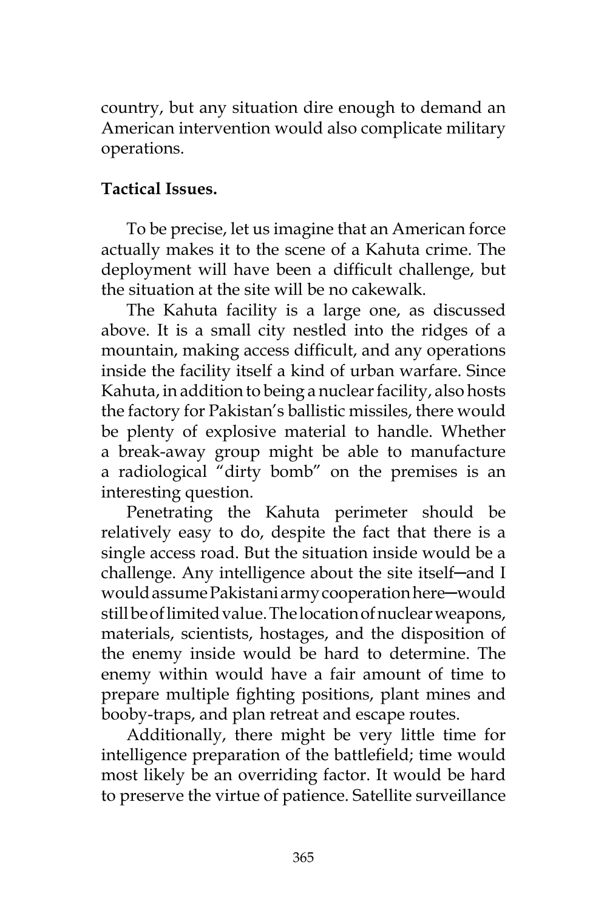country, but any situation dire enough to demand an American intervention would also complicate military operations.

**Tactical Issues.**

To be precise, let us imagine that an American force actually makes it to the scene of a Kahuta crime. The deployment will have been a difficult challenge, but the situation at the site will be no cakewalk.

The Kahuta facility is a large one, as discussed above. It is a small city nestled into the ridges of a mountain, making access difficult, and any operations inside the facility itself a kind of urban warfare. Since Kahuta, in addition to being a nuclear facility, also hosts the factory for Pakistan's ballistic missiles, there would be plenty of explosive material to handle. Whether a break-away group might be able to manufacture a radiological "dirty bomb" on the premises is an interesting question.

Penetrating the Kahuta perimeter should be relatively easy to do, despite the fact that there is a single access road. But the situation inside would be a challenge. Any intelligence about the site itself─and I would assume Pakistani army cooperation here─would still be of limited value. The location of nuclear weapons, materials, scientists, hostages, and the disposition of the enemy inside would be hard to determine. The enemy within would have a fair amount of time to prepare multiple fighting positions, plant mines and booby-traps, and plan retreat and escape routes.

Additionally, there might be very little time for intelligence preparation of the battlefield; time would most likely be an overriding factor. It would be hard to preserve the virtue of patience. Satellite surveillance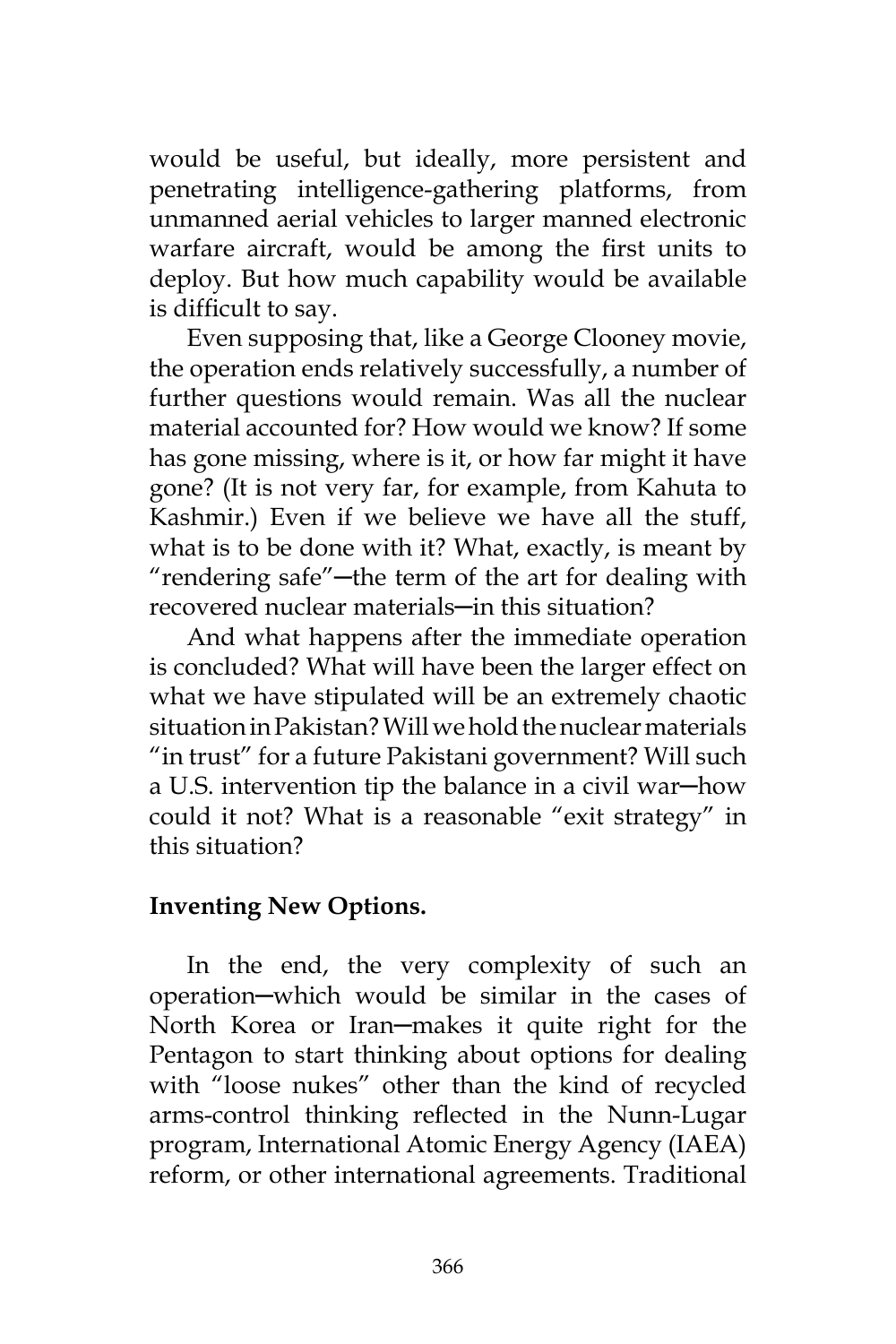would be useful, but ideally, more persistent and penetrating intelligence-gathering platforms, from unmanned aerial vehicles to larger manned electronic warfare aircraft, would be among the first units to deploy. But how much capability would be available is difficult to say.

Even supposing that, like a George Clooney movie, the operation ends relatively successfully, a number of further questions would remain. Was all the nuclear material accounted for? How would we know? If some has gone missing, where is it, or how far might it have gone? (It is not very far, for example, from Kahuta to Kashmir.) Even if we believe we have all the stuff, what is to be done with it? What, exactly, is meant by "rendering safe"─the term of the art for dealing with recovered nuclear materials─in this situation?

And what happens after the immediate operation is concluded? What will have been the larger effect on what we have stipulated will be an extremely chaotic situation in Pakistan? Will we hold the nuclear materials "in trust" for a future Pakistani government? Will such a U.S. intervention tip the balance in a civil war─how could it not? What is a reasonable "exit strategy" in this situation?

**Inventing New Options.**

In the end, the very complexity of such an operation─which would be similar in the cases of North Korea or Iran─makes it quite right for the Pentagon to start thinking about options for dealing with "loose nukes" other than the kind of recycled arms-control thinking reflected in the Nunn-Lugar program, International Atomic Energy Agency (IAEA) reform, or other international agreements. Traditional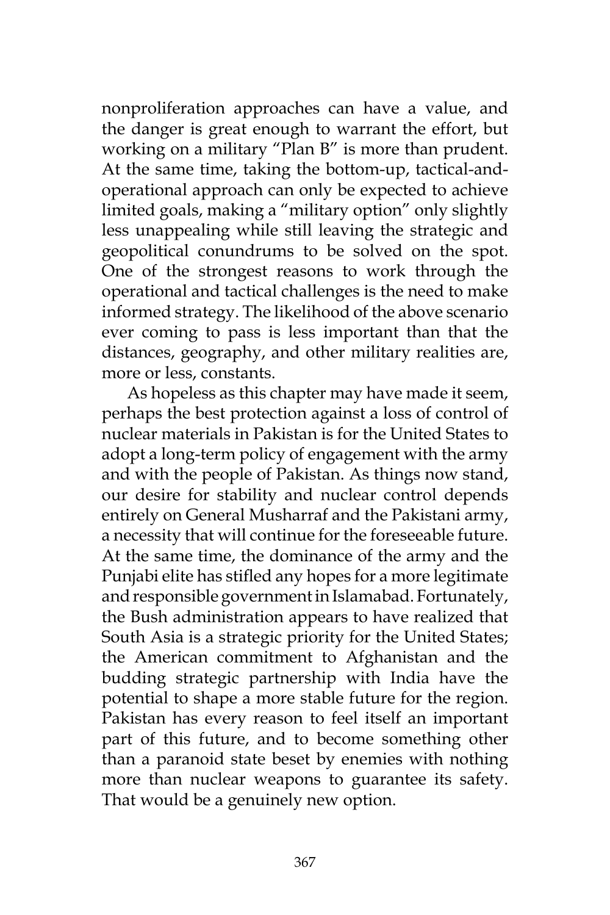nonproliferation approaches can have a value, and the danger is great enough to warrant the effort, but working on a military "Plan B" is more than prudent. At the same time, taking the bottom-up, tactical-and-operational approach can only be expected to achieve limited goals, making a "military option" only slightly less unappealing while still leaving the strategic and geopolitical conundrums to be solved on the spot. One of the strongest reasons to work through the operational and tactical challenges is the need to make informed strategy. The likelihood of the above scenario ever coming to pass is less important than that the distances, geography, and other military realities are, more or less, constants.

As hopeless as this chapter may have made it seem, perhaps the best protection against a loss of control of nuclear materials in Pakistan is for the United States to adopt a long-term policy of engagement with the army and with the people of Pakistan. As things now stand, our desire for stability and nuclear control depends entirely on General Musharraf and the Pakistani army, a necessity that will continue for the foreseeable future. At the same time, the dominance of the army and the Punjabi elite has stifled any hopes for a more legitimate and responsible government in Islamabad. Fortunately, the Bush administration appears to have realized that South Asia is a strategic priority for the United States; the American commitment to Afghanistan and the budding strategic partnership with India have the potential to shape a more stable future for the region. Pakistan has every reason to feel itself an important part of this future, and to become something other than a paranoid state beset by enemies with nothing more than nuclear weapons to guarantee its safety. That would be a genuinely new option.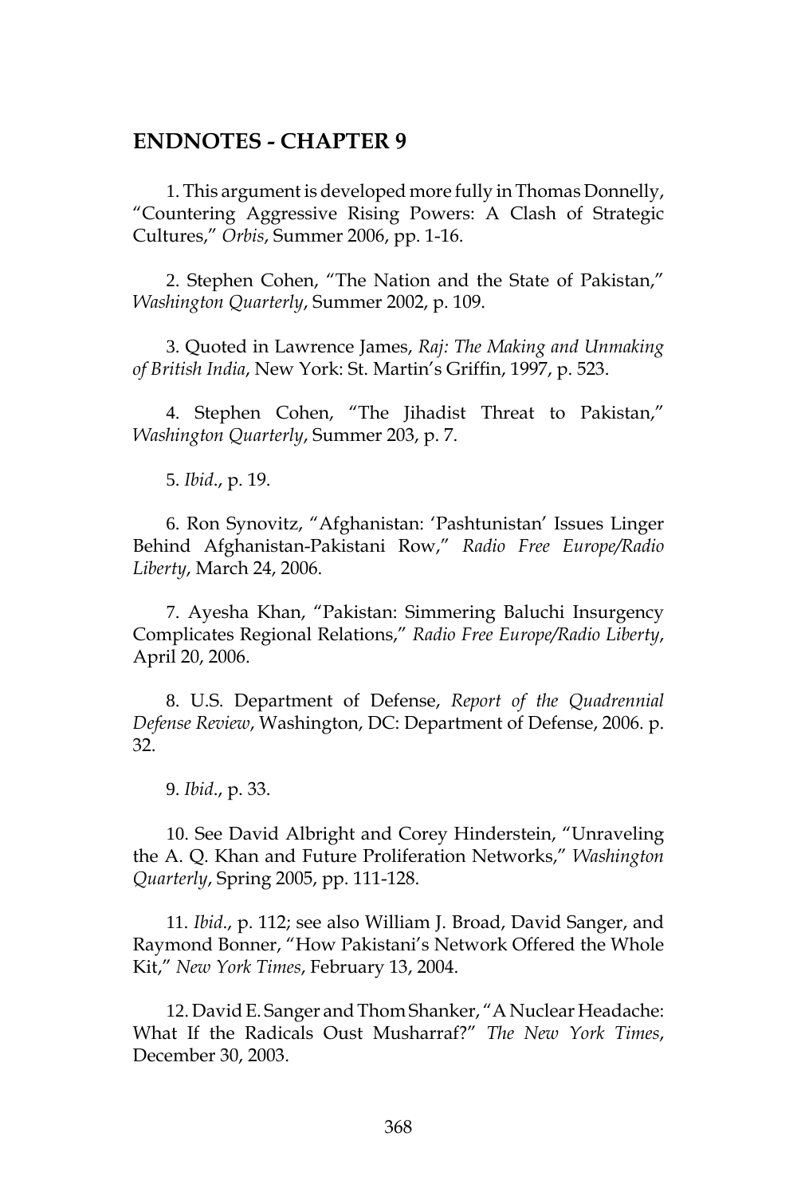## ENDNOTES - CHAPTER 9

1. This argument is developed more fully in Thomas Donnelly, "Countering Aggressive Rising Powers: A Clash of Strategic Cultures," *Orbis*, Summer 2006, pp. 1-16.

2. Stephen Cohen, "The Nation and the State of Pakistan," *Washington Quarterly*, Summer 2002, p. 109.

3. Quoted in Lawrence James, *Raj: The Making and Unmaking of British India*, New York: St. Martin's Griffin, 1997, p. 523.

4. Stephen Cohen, "The Jihadist Threat to Pakistan," *Washington Quarterly*, Summer 203, p. 7.

5. *Ibid*., p. 19.

6. Ron Synovitz, "Afghanistan: 'Pashtunistan' Issues Linger Behind Afghanistan-Pakistani Row," *Radio Free Europe/Radio Liberty*, March 24, 2006.

7. Ayesha Khan, "Pakistan: Simmering Baluchi Insurgency Complicates Regional Relations," *Radio Free Europe/Radio Liberty*, April 20, 2006.

8. U.S. Department of Defense, *Report of the Quadrennial Defense Review*, Washington, DC: Department of Defense, 2006. p. 32.

9. *Ibid*., p. 33.

10. See David Albright and Corey Hinderstein, "Unraveling the A. Q. Khan and Future Proliferation Networks," *Washington Quarterly*, Spring 2005, pp. 111-128.

11. *Ibid*., p. 112; see also William J. Broad, David Sanger, and Raymond Bonner, "How Pakistani's Network Offered the Whole Kit," *New York Times*, February 13, 2004.

12. David E. Sanger and Thom Shanker, "A Nuclear Headache: What If the Radicals Oust Musharraf?" *The New York Times*, December 30, 2003.